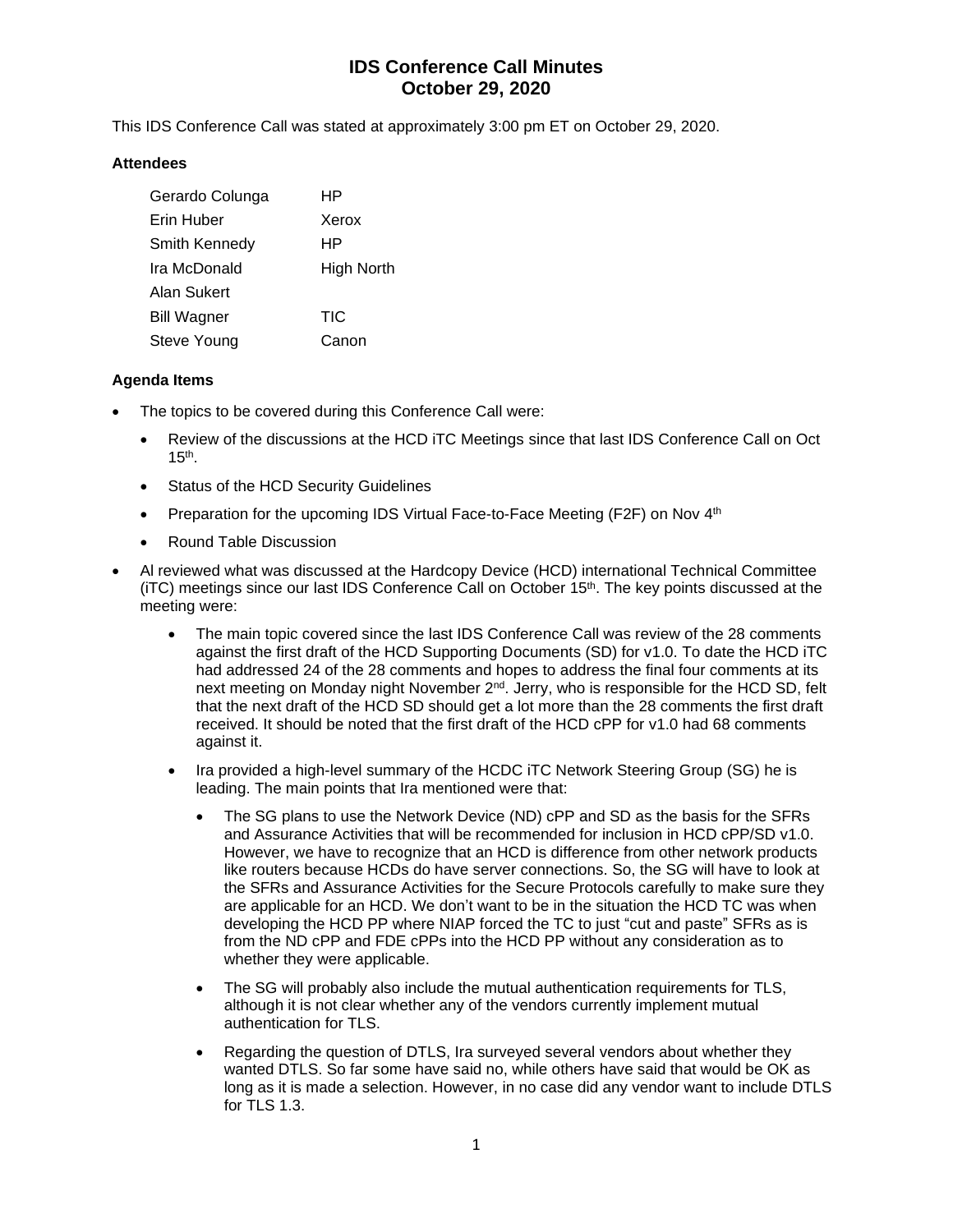# IDS Conference Call Minutes
# October 29, 2020

This IDS Conference Call was stated at approximately 3:00 pm ET on October 29, 2020.

### Attendees

| | |
|---|---|
| Gerardo Colunga | HP |
| Erin Huber | Xerox |
| Smith Kennedy | HP |
| Ira McDonald | High North |
| Alan Sukert | |
| Bill Wagner | TIC |
| Steve Young | Canon |

### Agenda Items

- The topics to be covered during this Conference Call were:
  - Review of the discussions at the HCD iTC Meetings since that last IDS Conference Call on Oct 15th.
  - Status of the HCD Security Guidelines
  - Preparation for the upcoming IDS Virtual Face-to-Face Meeting (F2F) on Nov 4th
  - Round Table Discussion
- Al reviewed what was discussed at the Hardcopy Device (HCD) international Technical Committee (iTC) meetings since our last IDS Conference Call on October 15th. The key points discussed at the meeting were:
  - The main topic covered since the last IDS Conference Call was review of the 28 comments against the first draft of the HCD Supporting Documents (SD) for v1.0. To date the HCD iTC had addressed 24 of the 28 comments and hopes to address the final four comments at its next meeting on Monday night November 2nd. Jerry, who is responsible for the HCD SD, felt that the next draft of the HCD SD should get a lot more than the 28 comments the first draft received. It should be noted that the first draft of the HCD cPP for v1.0 had 68 comments against it.
  - Ira provided a high-level summary of the HCDC iTC Network Steering Group (SG) he is leading. The main points that Ira mentioned were that:
    - The SG plans to use the Network Device (ND) cPP and SD as the basis for the SFRs and Assurance Activities that will be recommended for inclusion in HCD cPP/SD v1.0. However, we have to recognize that an HCD is difference from other network products like routers because HCDs do have server connections. So, the SG will have to look at the SFRs and Assurance Activities for the Secure Protocols carefully to make sure they are applicable for an HCD. We don't want to be in the situation the HCD TC was when developing the HCD PP where NIAP forced the TC to just "cut and paste" SFRs as is from the ND cPP and FDE cPPs into the HCD PP without any consideration as to whether they were applicable.
    - The SG will probably also include the mutual authentication requirements for TLS, although it is not clear whether any of the vendors currently implement mutual authentication for TLS.
    - Regarding the question of DTLS, Ira surveyed several vendors about whether they wanted DTLS. So far some have said no, while others have said that would be OK as long as it is made a selection. However, in no case did any vendor want to include DTLS for TLS 1.3.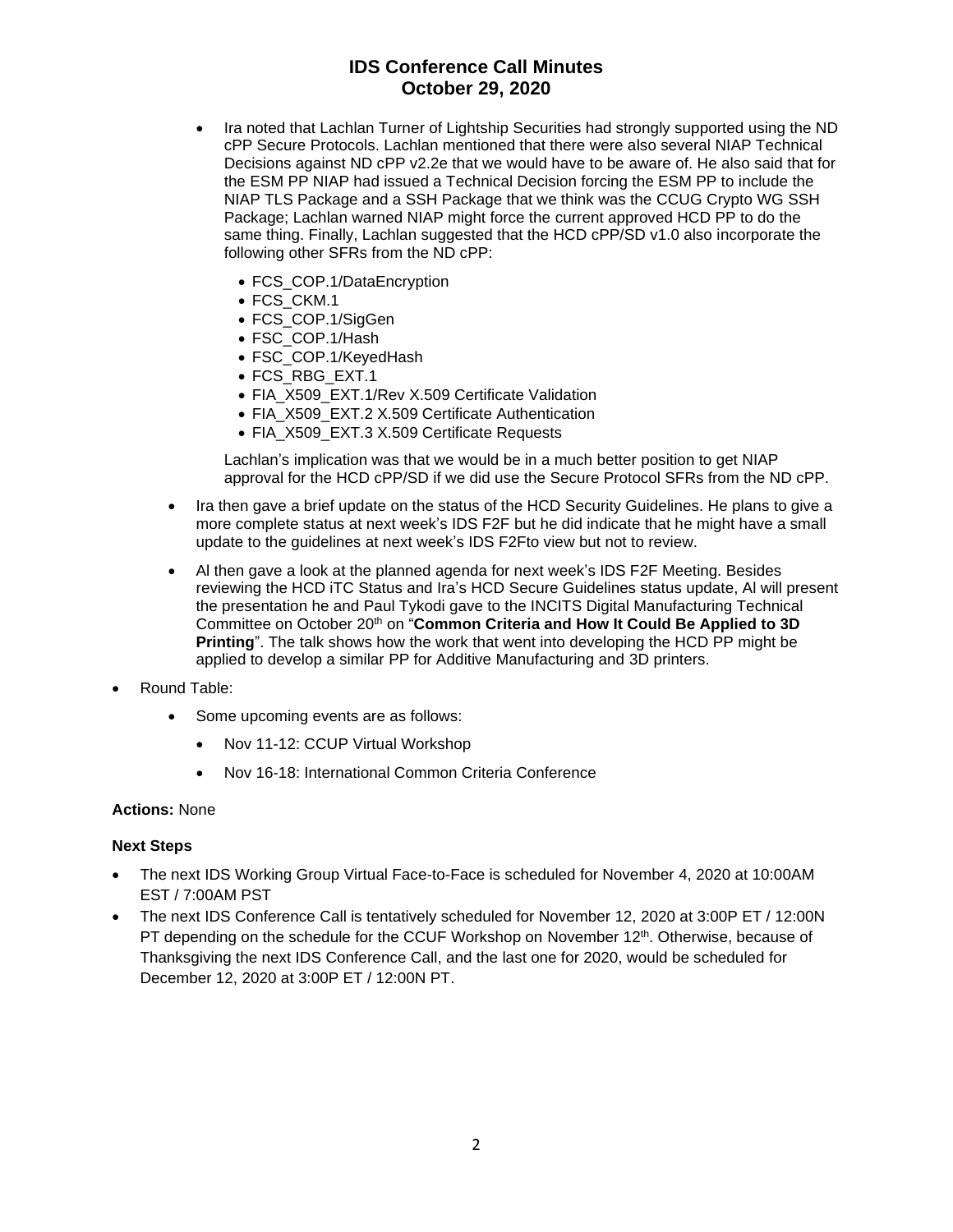- Ira noted that Lachlan Turner of Lightship Securities had strongly supported using the ND cPP Secure Protocols. Lachlan mentioned that there were also several NIAP Technical Decisions against ND cPP v2.2e that we would have to be aware of. He also said that for the ESM PP NIAP had issued a Technical Decision forcing the ESM PP to include the NIAP TLS Package and a SSH Package that we think was the CCUG Crypto WG SSH Package; Lachlan warned NIAP might force the current approved HCD PP to do the same thing. Finally, Lachlan suggested that the HCD cPP/SD v1.0 also incorporate the following other SFRs from the ND cPP:

  - FCS_COP.1/DataEncryption
  - FCS_CKM.1
  - FCS_COP.1/SigGen
  - FSC_COP.1/Hash
  - FSC_COP.1/KeyedHash
  - FCS_RBG_EXT.1
  - FIA_X509_EXT.1/Rev X.509 Certificate Validation
  - FIA_X509_EXT.2 X.509 Certificate Authentication
  - FIA_X509_EXT.3 X.509 Certificate Requests

  Lachlan's implication was that we would be in a much better position to get NIAP approval for the HCD cPP/SD if we did use the Secure Protocol SFRs from the ND cPP.

- Ira then gave a brief update on the status of the HCD Security Guidelines. He plans to give a more complete status at next week's IDS F2F but he did indicate that he might have a small update to the guidelines at next week's IDS F2Fto view but not to review.
- Al then gave a look at the planned agenda for next week's IDS F2F Meeting. Besides reviewing the HCD iTC Status and Ira's HCD Secure Guidelines status update, Al will present the presentation he and Paul Tykodi gave to the INCITS Digital Manufacturing Technical Committee on October 20th on "**Common Criteria and How It Could Be Applied to 3D Printing**". The talk shows how the work that went into developing the HCD PP might be applied to develop a similar PP for Additive Manufacturing and 3D printers.

- Round Table:
  - Some upcoming events are as follows:
    - Nov 11-12: CCUP Virtual Workshop
    - Nov 16-18: International Common Criteria Conference

**Actions:** None

**Next Steps**

- The next IDS Working Group Virtual Face-to-Face is scheduled for November 4, 2020 at 10:00AM EST / 7:00AM PST
- The next IDS Conference Call is tentatively scheduled for November 12, 2020 at 3:00P ET / 12:00N PT depending on the schedule for the CCUF Workshop on November 12th. Otherwise, because of Thanksgiving the next IDS Conference Call, and the last one for 2020, would be scheduled for December 12, 2020 at 3:00P ET / 12:00N PT.